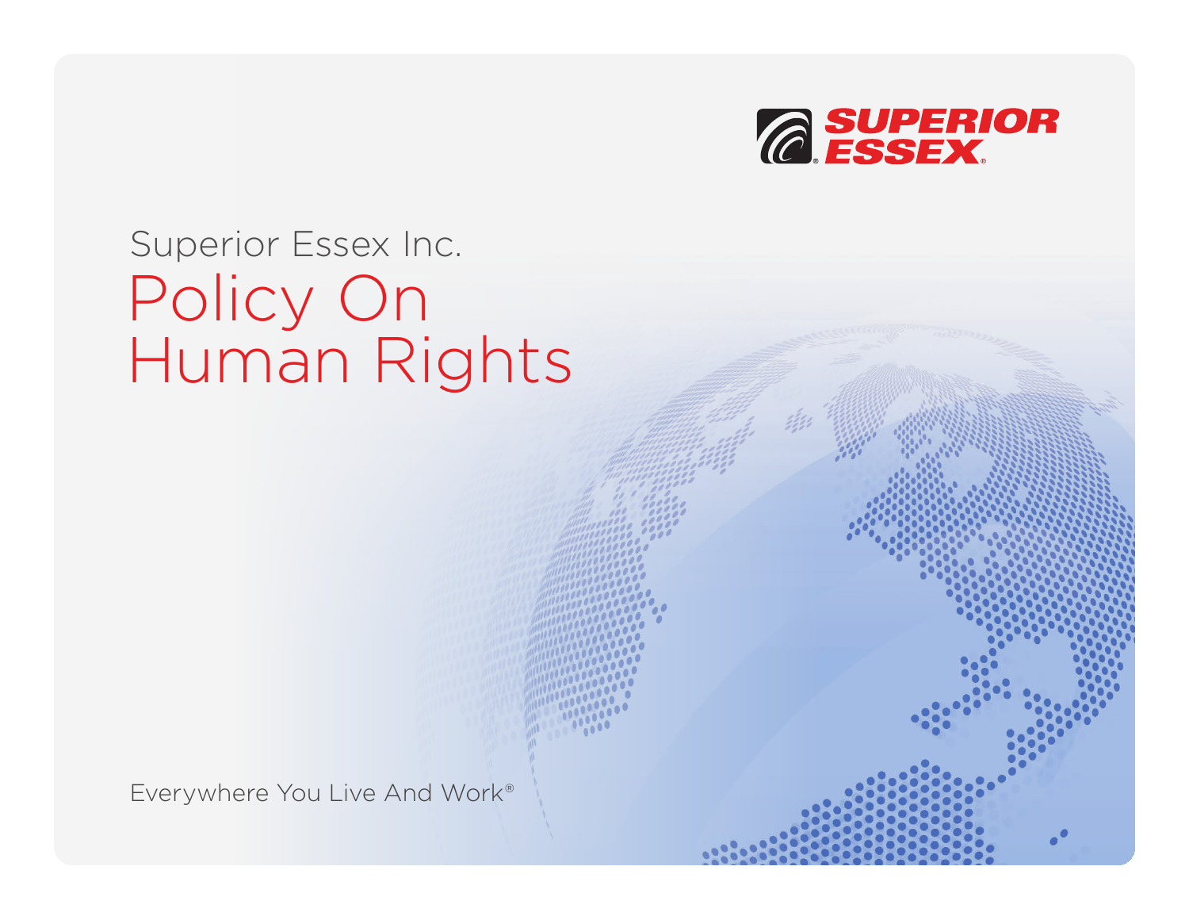SUPERIOR ESSEX

Superior Essex Inc.

# Policy On Human Rights

Everywhere You Live And Work®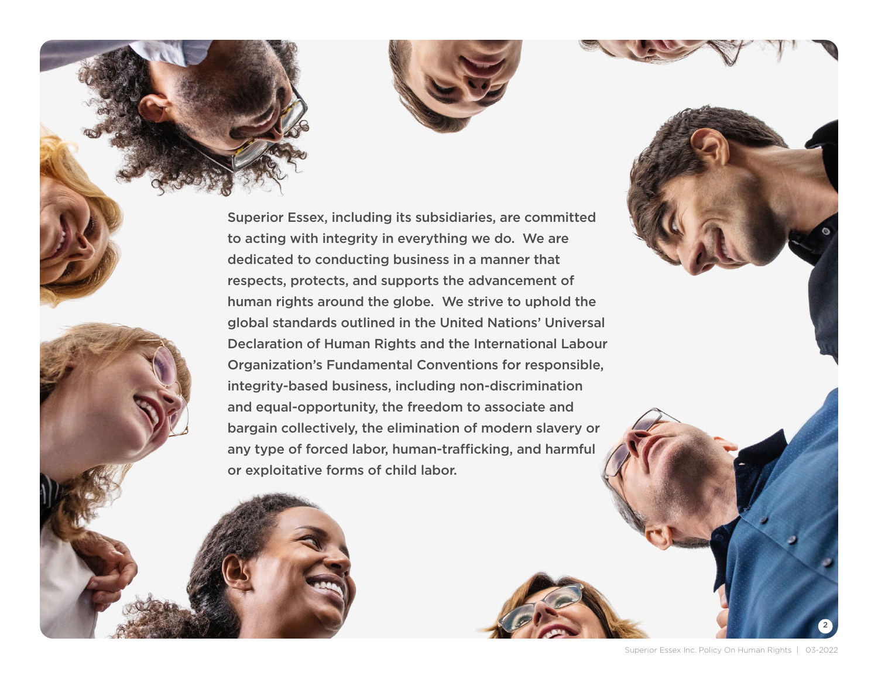Superior Essex, including its subsidiaries, are committed to acting with integrity in everything we do. We are dedicated to conducting business in a manner that respects, protects, and supports the advancement of human rights around the globe. We strive to uphold the global standards outlined in the United Nations' Universal Declaration of Human Rights and the International Labour Organization's Fundamental Conventions for responsible, integrity-based business, including non-discrimination and equal-opportunity, the freedom to associate and bargain collectively, the elimination of modern slavery or any type of forced labor, human-trafficking, and harmful or exploitative forms of child labor.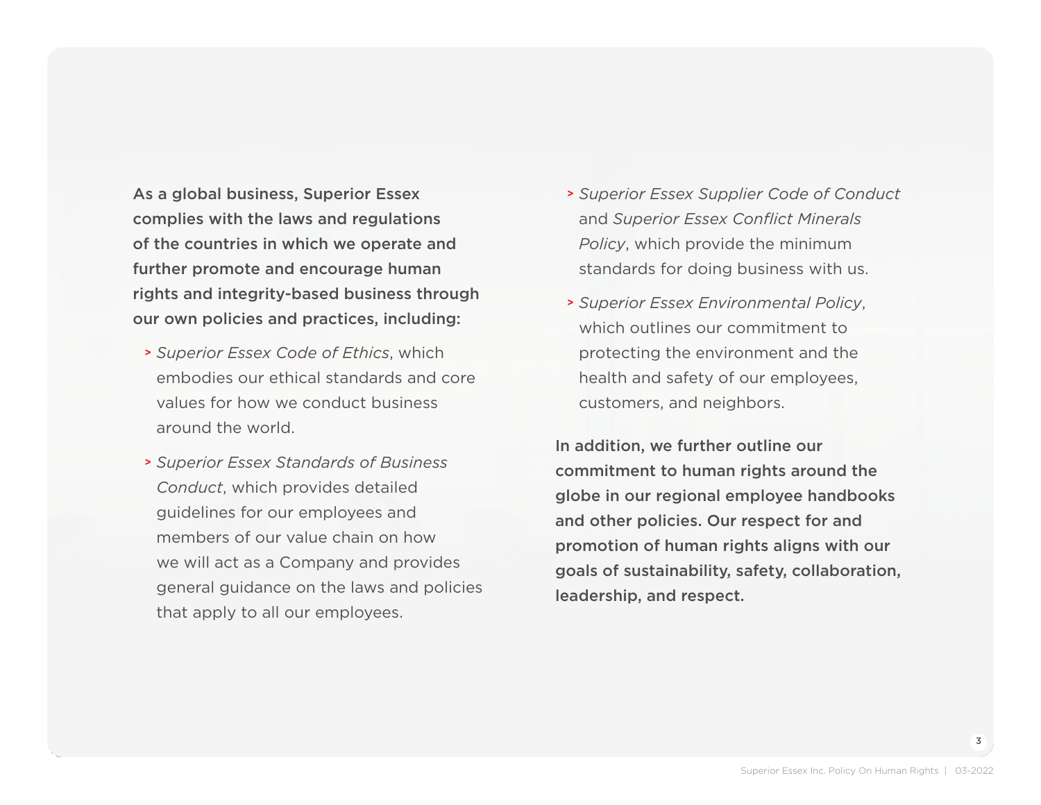**As a global business, Superior Essex complies with the laws and regulations of the countries in which we operate and further promote and encourage human rights and integrity-based business through our own policies and practices, including:**

- *Superior Essex Code of Ethics*, which embodies our ethical standards and core values for how we conduct business around the world.
- *Superior Essex Standards of Business Conduct*, which provides detailed guidelines for our employees and members of our value chain on how we will act as a Company and provides general guidance on the laws and policies that apply to all our employees.
- *Superior Essex Supplier Code of Conduct* and *Superior Essex Conflict Minerals Policy*, which provide the minimum standards for doing business with us.
- *Superior Essex Environmental Policy*, which outlines our commitment to protecting the environment and the health and safety of our employees, customers, and neighbors.

**In addition, we further outline our commitment to human rights around the globe in our regional employee handbooks and other policies. Our respect for and promotion of human rights aligns with our goals of sustainability, safety, collaboration, leadership, and respect.**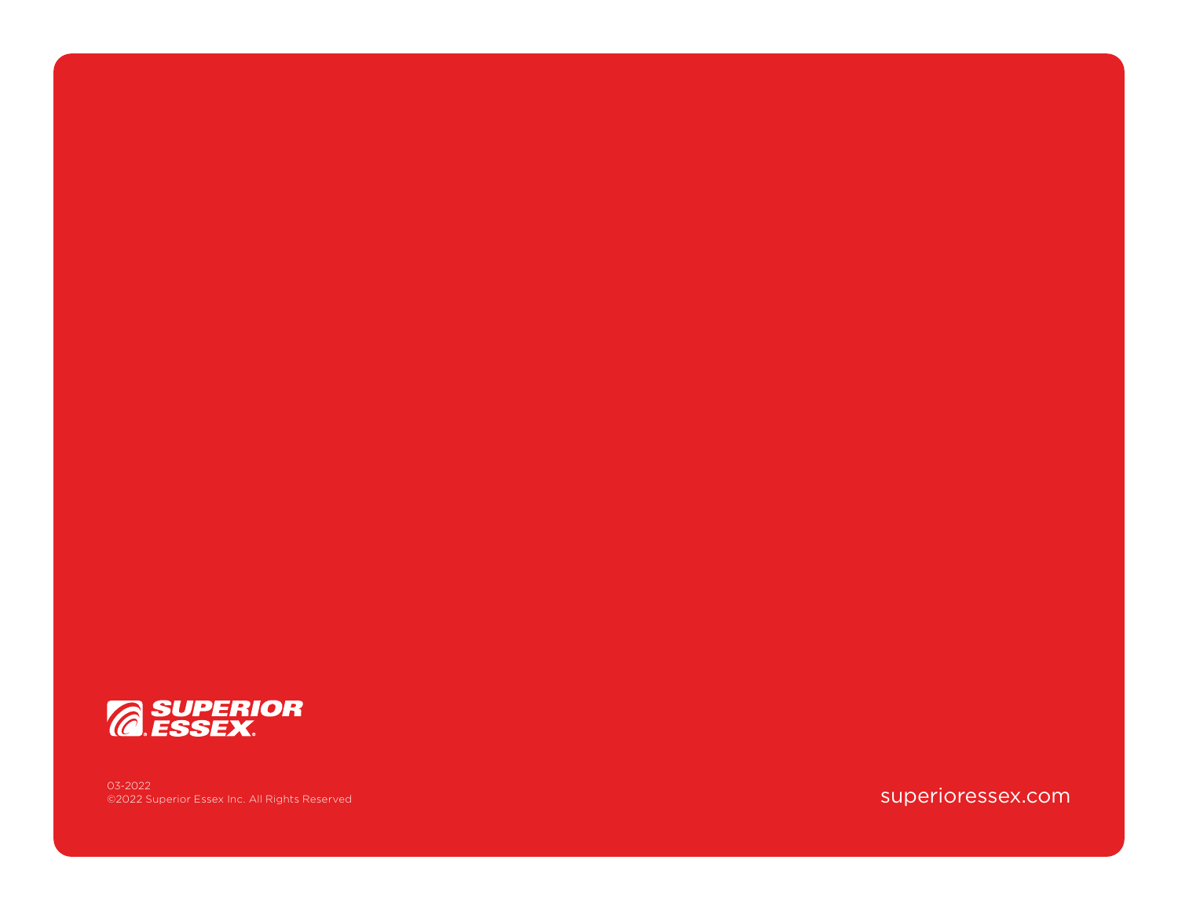SUPERIOR ESSEX

03-2022
©2022 Superior Essex Inc. All Rights Reserved

superioressex.com